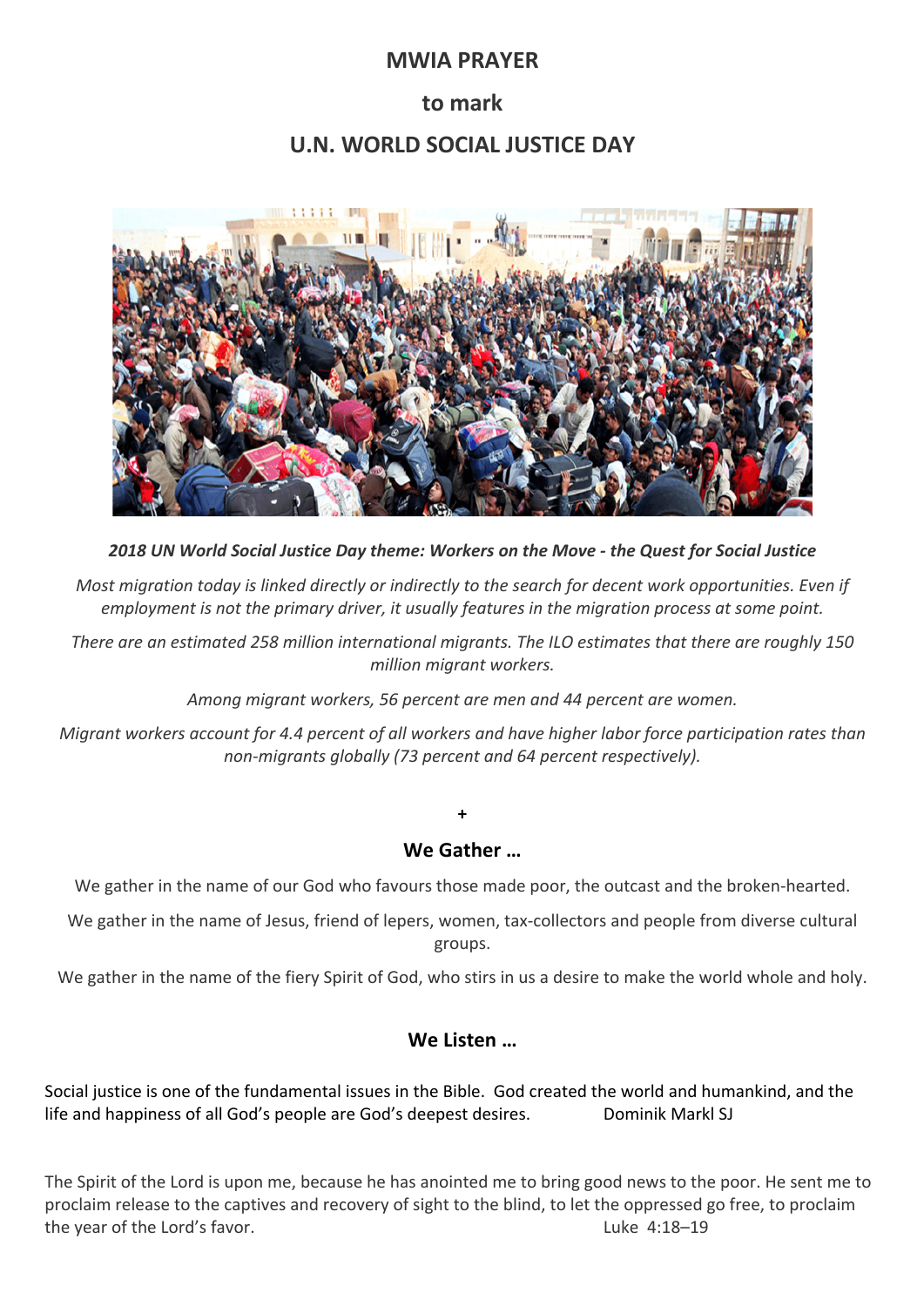# MWIA PRAYER

## to mark

## U.N. WORLD SOCIAL JUSTICE DAY

***2018 UN World Social Justice Day theme: Workers on the Move - the Quest for Social Justice***

*Most migration today is linked directly or indirectly to the search for decent work opportunities. Even if employment is not the primary driver, it usually features in the migration process at some point.*

*There are an estimated 258 million international migrants. The ILO estimates that there are roughly 150 million migrant workers.*

*Among migrant workers, 56 percent are men and 44 percent are women.*

*Migrant workers account for 4.4 percent of all workers and have higher labor force participation rates than non-migrants globally (73 percent and 64 percent respectively).*

**+**

### We Gather …

We gather in the name of our God who favours those made poor, the outcast and the broken-hearted.

We gather in the name of Jesus, friend of lepers, women, tax-collectors and people from diverse cultural groups.

We gather in the name of the fiery Spirit of God, who stirs in us a desire to make the world whole and holy.

### We Listen …

Social justice is one of the fundamental issues in the Bible. God created the world and humankind, and the life and happiness of all God's people are God's deepest desires. Dominik Markl SJ

The Spirit of the Lord is upon me, because he has anointed me to bring good news to the poor. He sent me to proclaim release to the captives and recovery of sight to the blind, to let the oppressed go free, to proclaim the year of the Lord's favor. Luke 4:18–19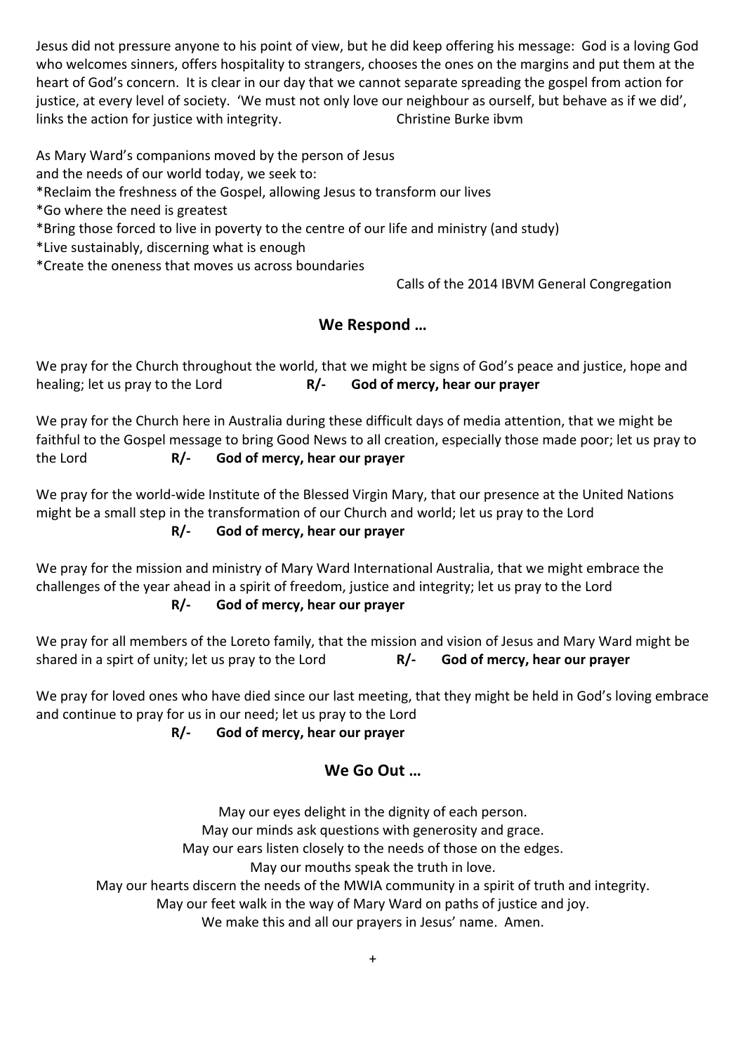Jesus did not pressure anyone to his point of view, but he did keep offering his message: God is a loving God who welcomes sinners, offers hospitality to strangers, chooses the ones on the margins and put them at the heart of God's concern. It is clear in our day that we cannot separate spreading the gospel from action for justice, at every level of society. 'We must not only love our neighbour as ourself, but behave as if we did', links the action for justice with integrity. Christine Burke ibvm

As Mary Ward's companions moved by the person of Jesus
and the needs of our world today, we seek to:
*Reclaim the freshness of the Gospel, allowing Jesus to transform our lives
*Go where the need is greatest
*Bring those forced to live in poverty to the centre of our life and ministry (and study)
*Live sustainably, discerning what is enough
*Create the oneness that moves us across boundaries

Calls of the 2014 IBVM General Congregation

## We Respond …

We pray for the Church throughout the world, that we might be signs of God's peace and justice, hope and healing; let us pray to the Lord **R/- God of mercy, hear our prayer**

We pray for the Church here in Australia during these difficult days of media attention, that we might be faithful to the Gospel message to bring Good News to all creation, especially those made poor; let us pray to the Lord **R/- God of mercy, hear our prayer**

We pray for the world-wide Institute of the Blessed Virgin Mary, that our presence at the United Nations might be a small step in the transformation of our Church and world; let us pray to the Lord
**R/- God of mercy, hear our prayer**

We pray for the mission and ministry of Mary Ward International Australia, that we might embrace the challenges of the year ahead in a spirit of freedom, justice and integrity; let us pray to the Lord
**R/- God of mercy, hear our prayer**

We pray for all members of the Loreto family, that the mission and vision of Jesus and Mary Ward might be shared in a spirt of unity; let us pray to the Lord **R/- God of mercy, hear our prayer**

We pray for loved ones who have died since our last meeting, that they might be held in God's loving embrace and continue to pray for us in our need; let us pray to the Lord
**R/- God of mercy, hear our prayer**

## We Go Out …

May our eyes delight in the dignity of each person.
May our minds ask questions with generosity and grace.
May our ears listen closely to the needs of those on the edges.
May our mouths speak the truth in love.
May our hearts discern the needs of the MWIA community in a spirit of truth and integrity.
May our feet walk in the way of Mary Ward on paths of justice and joy.
We make this and all our prayers in Jesus' name. Amen.

+